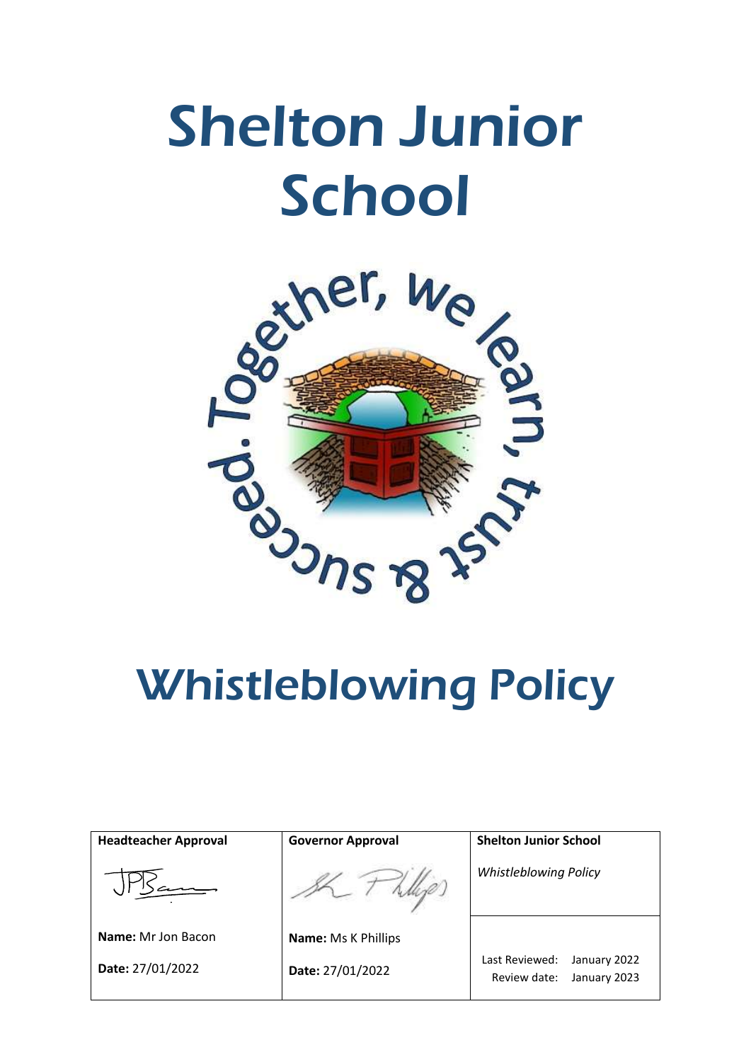# Shelton Junior School

Together, we learn, trust & succeed.

# Whistleblowing Policy

| **Headteacher Approval** | **Governor Approval** | **Shelton Junior School** |
|---|---|---|
| | | *Whistleblowing Policy* |
| **Name:** Mr Jon Bacon | **Name:** Ms K Phillips | Last Reviewed: January 2022 |
| **Date:** 27/01/2022 | **Date:** 27/01/2022 | Review date: January 2023 |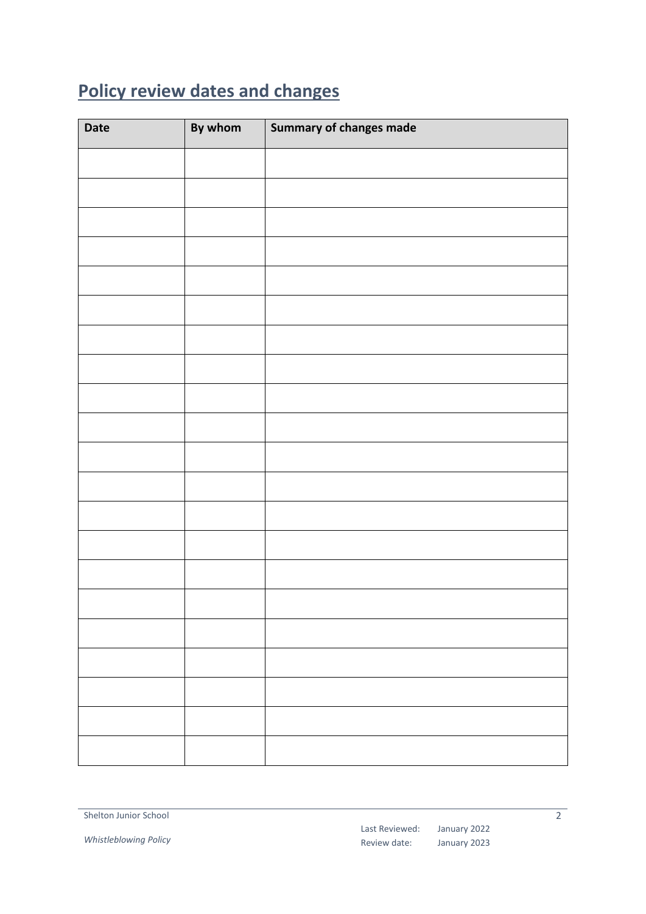## Policy review dates and changes

| Date | By whom | Summary of changes made |
|---|---|---|
| | | |
| | | |
| | | |
| | | |
| | | |
| | | |
| | | |
| | | |
| | | |
| | | |
| | | |
| | | |
| | | |
| | | |
| | | |
| | | |
| | | |
| | | |
| | | |
| | | |
| | | |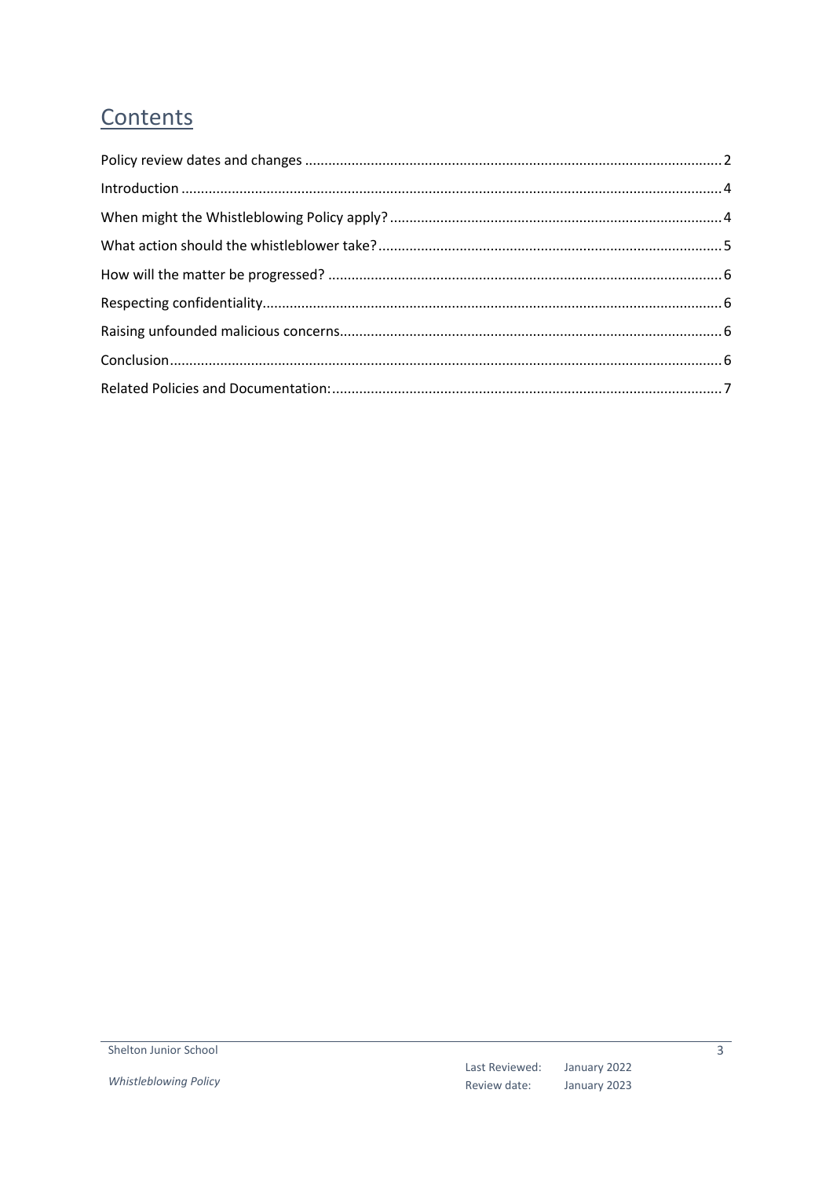# Contents

Policy review dates and changes .......... 2

Introduction .......... 4

When might the Whistleblowing Policy apply? .......... 4

What action should the whistleblower take? .......... 5

How will the matter be progressed? .......... 6

Respecting confidentiality .......... 6

Raising unfounded malicious concerns .......... 6

Conclusion .......... 6

Related Policies and Documentation: .......... 7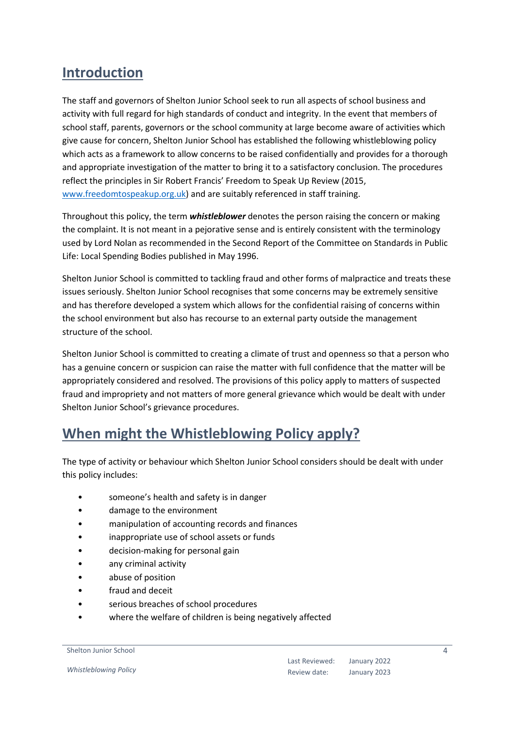## Introduction

The staff and governors of Shelton Junior School seek to run all aspects of school business and activity with full regard for high standards of conduct and integrity. In the event that members of school staff, parents, governors or the school community at large become aware of activities which give cause for concern, Shelton Junior School has established the following whistleblowing policy which acts as a framework to allow concerns to be raised confidentially and provides for a thorough and appropriate investigation of the matter to bring it to a satisfactory conclusion. The procedures reflect the principles in Sir Robert Francis' Freedom to Speak Up Review (2015, [www.freedomtospeakup.org.uk](www.freedomtospeakup.org.uk)) and are suitably referenced in staff training.

Throughout this policy, the term ***whistleblower*** denotes the person raising the concern or making the complaint. It is not meant in a pejorative sense and is entirely consistent with the terminology used by Lord Nolan as recommended in the Second Report of the Committee on Standards in Public Life: Local Spending Bodies published in May 1996.

Shelton Junior School is committed to tackling fraud and other forms of malpractice and treats these issues seriously. Shelton Junior School recognises that some concerns may be extremely sensitive and has therefore developed a system which allows for the confidential raising of concerns within the school environment but also has recourse to an external party outside the management structure of the school.

Shelton Junior School is committed to creating a climate of trust and openness so that a person who has a genuine concern or suspicion can raise the matter with full confidence that the matter will be appropriately considered and resolved. The provisions of this policy apply to matters of suspected fraud and impropriety and not matters of more general grievance which would be dealt with under Shelton Junior School's grievance procedures.

## When might the Whistleblowing Policy apply?

The type of activity or behaviour which Shelton Junior School considers should be dealt with under this policy includes:

- someone's health and safety is in danger
- damage to the environment
- manipulation of accounting records and finances
- inappropriate use of school assets or funds
- decision-making for personal gain
- any criminal activity
- abuse of position
- fraud and deceit
- serious breaches of school procedures
- where the welfare of children is being negatively affected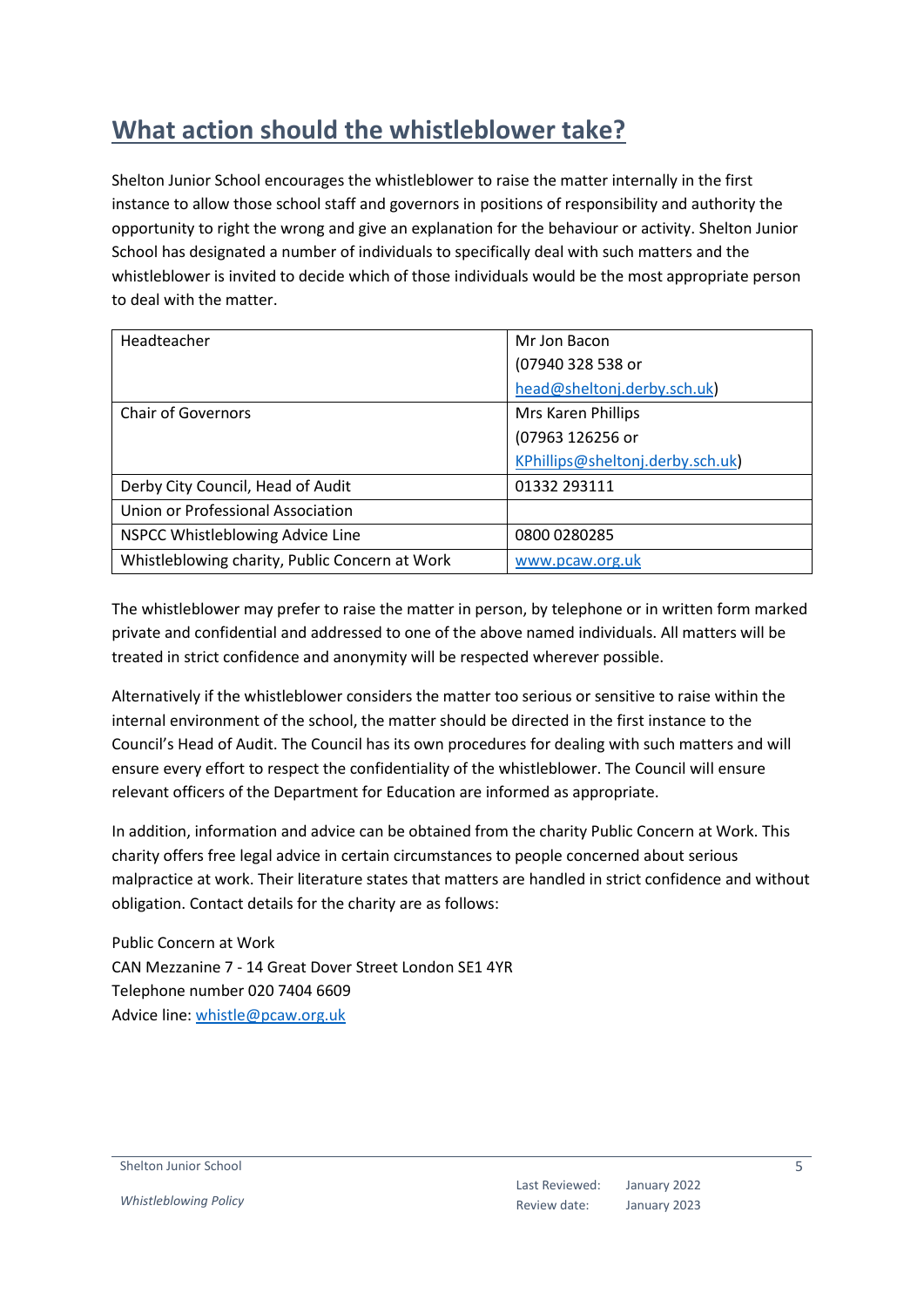## What action should the whistleblower take?

Shelton Junior School encourages the whistleblower to raise the matter internally in the first instance to allow those school staff and governors in positions of responsibility and authority the opportunity to right the wrong and give an explanation for the behaviour or activity. Shelton Junior School has designated a number of individuals to specifically deal with such matters and the whistleblower is invited to decide which of those individuals would be the most appropriate person to deal with the matter.

| | |
|---|---|
| Headteacher | Mr Jon Bacon (07940 328 538 or head@sheltonj.derby.sch.uk) |
| Chair of Governors | Mrs Karen Phillips (07963 126256 or KPhillips@sheltonj.derby.sch.uk) |
| Derby City Council, Head of Audit | 01332 293111 |
| Union or Professional Association | |
| NSPCC Whistleblowing Advice Line | 0800 0280285 |
| Whistleblowing charity, Public Concern at Work | www.pcaw.org.uk |

The whistleblower may prefer to raise the matter in person, by telephone or in written form marked private and confidential and addressed to one of the above named individuals. All matters will be treated in strict confidence and anonymity will be respected wherever possible.

Alternatively if the whistleblower considers the matter too serious or sensitive to raise within the internal environment of the school, the matter should be directed in the first instance to the Council's Head of Audit. The Council has its own procedures for dealing with such matters and will ensure every effort to respect the confidentiality of the whistleblower. The Council will ensure relevant officers of the Department for Education are informed as appropriate.

In addition, information and advice can be obtained from the charity Public Concern at Work. This charity offers free legal advice in certain circumstances to people concerned about serious malpractice at work. Their literature states that matters are handled in strict confidence and without obligation. Contact details for the charity are as follows:

Public Concern at Work
CAN Mezzanine 7 - 14 Great Dover Street London SE1 4YR
Telephone number 020 7404 6609
Advice line: whistle@pcaw.org.uk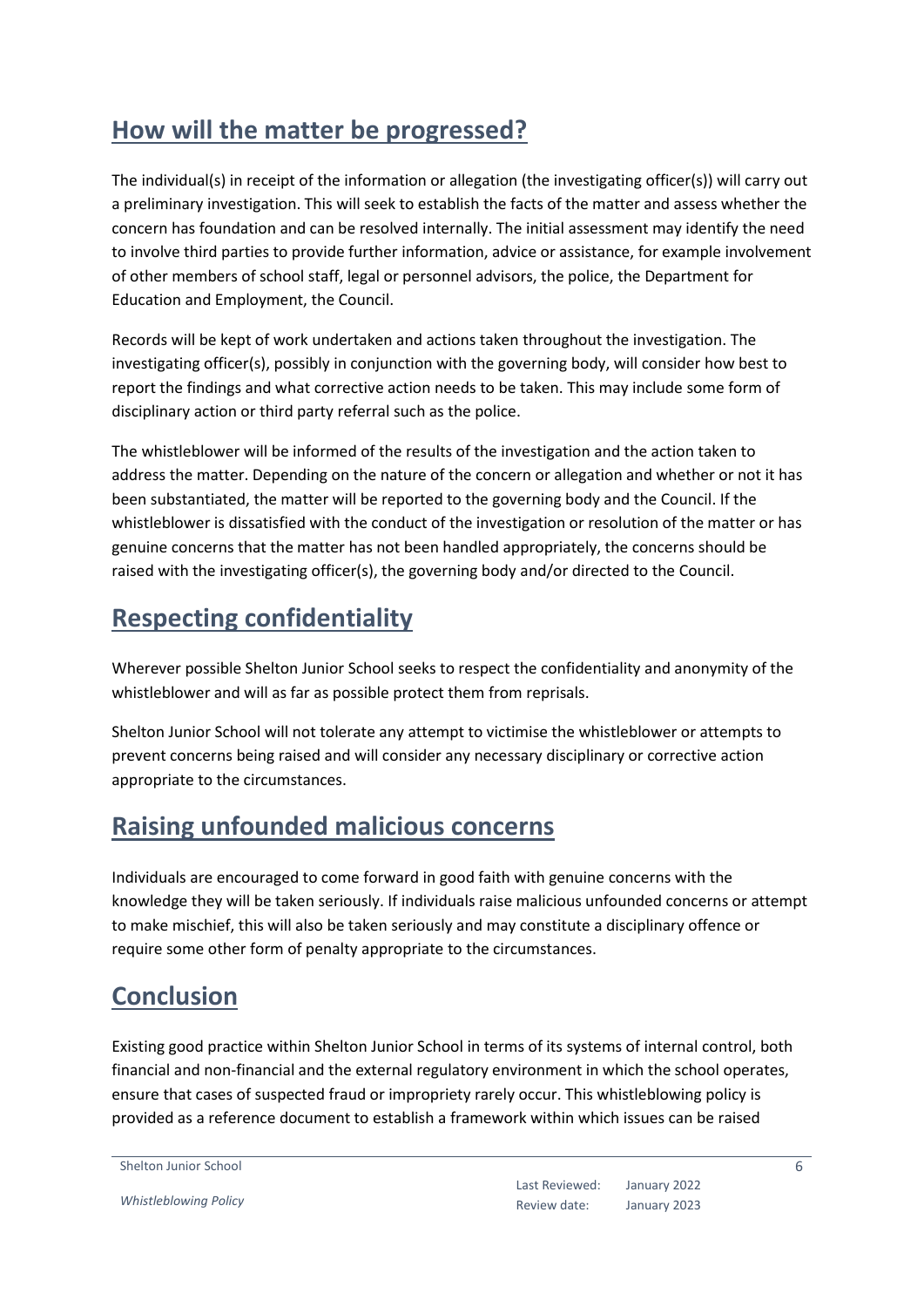## How will the matter be progressed?

The individual(s) in receipt of the information or allegation (the investigating officer(s)) will carry out a preliminary investigation. This will seek to establish the facts of the matter and assess whether the concern has foundation and can be resolved internally. The initial assessment may identify the need to involve third parties to provide further information, advice or assistance, for example involvement of other members of school staff, legal or personnel advisors, the police, the Department for Education and Employment, the Council.

Records will be kept of work undertaken and actions taken throughout the investigation. The investigating officer(s), possibly in conjunction with the governing body, will consider how best to report the findings and what corrective action needs to be taken. This may include some form of disciplinary action or third party referral such as the police.

The whistleblower will be informed of the results of the investigation and the action taken to address the matter. Depending on the nature of the concern or allegation and whether or not it has been substantiated, the matter will be reported to the governing body and the Council. If the whistleblower is dissatisfied with the conduct of the investigation or resolution of the matter or has genuine concerns that the matter has not been handled appropriately, the concerns should be raised with the investigating officer(s), the governing body and/or directed to the Council.

## Respecting confidentiality

Wherever possible Shelton Junior School seeks to respect the confidentiality and anonymity of the whistleblower and will as far as possible protect them from reprisals.

Shelton Junior School will not tolerate any attempt to victimise the whistleblower or attempts to prevent concerns being raised and will consider any necessary disciplinary or corrective action appropriate to the circumstances.

## Raising unfounded malicious concerns

Individuals are encouraged to come forward in good faith with genuine concerns with the knowledge they will be taken seriously. If individuals raise malicious unfounded concerns or attempt to make mischief, this will also be taken seriously and may constitute a disciplinary offence or require some other form of penalty appropriate to the circumstances.

## Conclusion

Existing good practice within Shelton Junior School in terms of its systems of internal control, both financial and non-financial and the external regulatory environment in which the school operates, ensure that cases of suspected fraud or impropriety rarely occur. This whistleblowing policy is provided as a reference document to establish a framework within which issues can be raised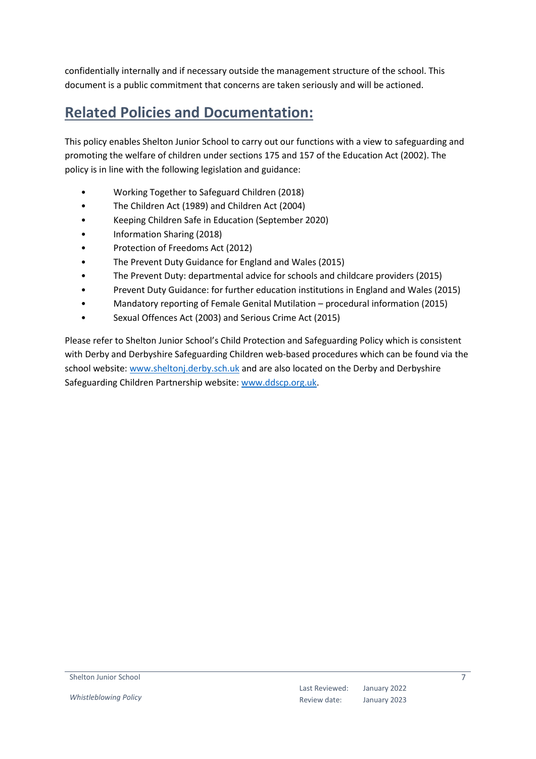confidentially internally and if necessary outside the management structure of the school. This document is a public commitment that concerns are taken seriously and will be actioned.

## Related Policies and Documentation:

This policy enables Shelton Junior School to carry out our functions with a view to safeguarding and promoting the welfare of children under sections 175 and 157 of the Education Act (2002). The policy is in line with the following legislation and guidance:

- Working Together to Safeguard Children (2018)
- The Children Act (1989) and Children Act (2004)
- Keeping Children Safe in Education (September 2020)
- Information Sharing (2018)
- Protection of Freedoms Act (2012)
- The Prevent Duty Guidance for England and Wales (2015)
- The Prevent Duty: departmental advice for schools and childcare providers (2015)
- Prevent Duty Guidance: for further education institutions in England and Wales (2015)
- Mandatory reporting of Female Genital Mutilation – procedural information (2015)
- Sexual Offences Act (2003) and Serious Crime Act (2015)

Please refer to Shelton Junior School's Child Protection and Safeguarding Policy which is consistent with Derby and Derbyshire Safeguarding Children web-based procedures which can be found via the school website: [www.sheltonj.derby.sch.uk](http://www.sheltonj.derby.sch.uk) and are also located on the Derby and Derbyshire Safeguarding Children Partnership website: [www.ddscp.org.uk](http://www.ddscp.org.uk).